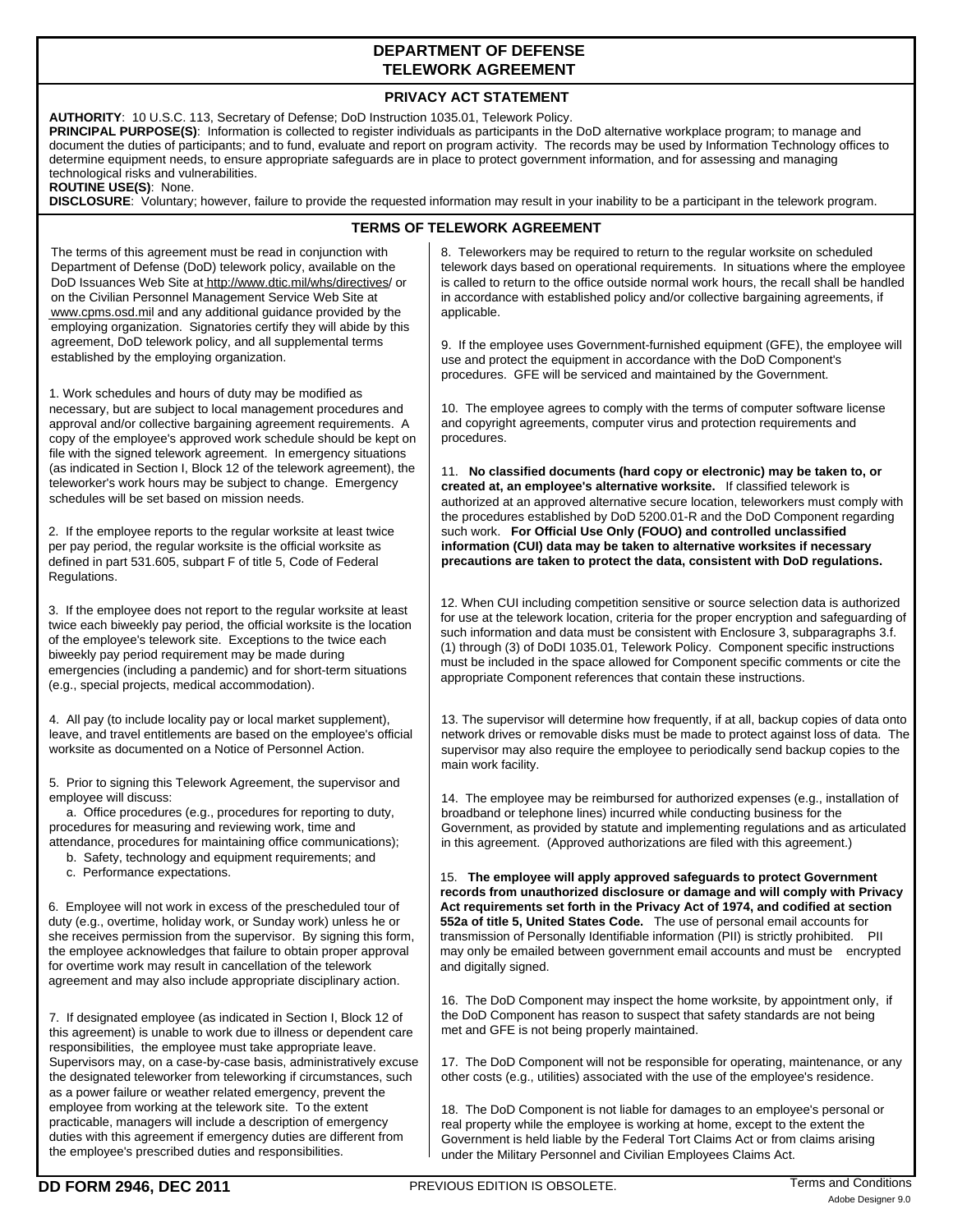# DEPARTMENT OF DEFENSE TELEWORK AGREEMENT

## PRIVACY ACT STATEMENT

**AUTHORITY**: 10 U.S.C. 113, Secretary of Defense; DoD Instruction 1035.01, Telework Policy.

**PRINCIPAL PURPOSE(S)**: Information is collected to register individuals as participants in the DoD alternative workplace program; to manage and document the duties of participants; and to fund, evaluate and report on program activity. The records may be used by Information Technology offices to determine equipment needs, to ensure appropriate safeguards are in place to protect government information, and for assessing and managing technological risks and vulnerabilities.

**ROUTINE USE(S)**: None.

**DISCLOSURE**: Voluntary; however, failure to provide the requested information may result in your inability to be a participant in the telework program.

## TERMS OF TELEWORK AGREEMENT

The terms of this agreement must be read in conjunction with Department of Defense (DoD) telework policy, available on the DoD Issuances Web Site at http://www.dtic.mil/whs/directives/ or on the Civilian Personnel Management Service Web Site at www.cpms.osd.mil and any additional guidance provided by the employing organization. Signatories certify they will abide by this agreement, DoD telework policy, and all supplemental terms established by the employing organization.

1. Work schedules and hours of duty may be modified as necessary, but are subject to local management procedures and approval and/or collective bargaining agreement requirements. A copy of the employee's approved work schedule should be kept on file with the signed telework agreement. In emergency situations (as indicated in Section I, Block 12 of the telework agreement), the teleworker's work hours may be subject to change. Emergency schedules will be set based on mission needs.

2. If the employee reports to the regular worksite at least twice per pay period, the regular worksite is the official worksite as defined in part 531.605, subpart F of title 5, Code of Federal Regulations.

3. If the employee does not report to the regular worksite at least twice each biweekly pay period, the official worksite is the location of the employee's telework site. Exceptions to the twice each biweekly pay period requirement may be made during emergencies (including a pandemic) and for short-term situations (e.g., special projects, medical accommodation).

4. All pay (to include locality pay or local market supplement), leave, and travel entitlements are based on the employee's official worksite as documented on a Notice of Personnel Action.

5. Prior to signing this Telework Agreement, the supervisor and employee will discuss:
   a. Office procedures (e.g., procedures for reporting to duty, procedures for measuring and reviewing work, time and attendance, procedures for maintaining office communications);
   b. Safety, technology and equipment requirements; and
   c. Performance expectations.

6. Employee will not work in excess of the prescheduled tour of duty (e.g., overtime, holiday work, or Sunday work) unless he or she receives permission from the supervisor. By signing this form, the employee acknowledges that failure to obtain proper approval for overtime work may result in cancellation of the telework agreement and may also include appropriate disciplinary action.

7. If designated employee (as indicated in Section I, Block 12 of this agreement) is unable to work due to illness or dependent care responsibilities, the employee must take appropriate leave. Supervisors may, on a case-by-case basis, administratively excuse the designated teleworker from teleworking if circumstances, such as a power failure or weather related emergency, prevent the employee from working at the telework site. To the extent practicable, managers will include a description of emergency duties with this agreement if emergency duties are different from the employee's prescribed duties and responsibilities.

8. Teleworkers may be required to return to the regular worksite on scheduled telework days based on operational requirements. In situations where the employee is called to return to the office outside normal work hours, the recall shall be handled in accordance with established policy and/or collective bargaining agreements, if applicable.

9. If the employee uses Government-furnished equipment (GFE), the employee will use and protect the equipment in accordance with the DoD Component's procedures. GFE will be serviced and maintained by the Government.

10. The employee agrees to comply with the terms of computer software license and copyright agreements, computer virus and protection requirements and procedures.

11. **No classified documents (hard copy or electronic) may be taken to, or created at, an employee's alternative worksite.** If classified telework is authorized at an approved alternative secure location, teleworkers must comply with the procedures established by DoD 5200.01-R and the DoD Component regarding such work. **For Official Use Only (FOUO) and controlled unclassified information (CUI) data may be taken to alternative worksites if necessary precautions are taken to protect the data, consistent with DoD regulations.**

12. When CUI including competition sensitive or source selection data is authorized for use at the telework location, criteria for the proper encryption and safeguarding of such information and data must be consistent with Enclosure 3, subparagraphs 3.f. (1) through (3) of DoDI 1035.01, Telework Policy. Component specific instructions must be included in the space allowed for Component specific comments or cite the appropriate Component references that contain these instructions.

13. The supervisor will determine how frequently, if at all, backup copies of data onto network drives or removable disks must be made to protect against loss of data. The supervisor may also require the employee to periodically send backup copies to the main work facility.

14. The employee may be reimbursed for authorized expenses (e.g., installation of broadband or telephone lines) incurred while conducting business for the Government, as provided by statute and implementing regulations and as articulated in this agreement. (Approved authorizations are filed with this agreement.)

15. **The employee will apply approved safeguards to protect Government records from unauthorized disclosure or damage and will comply with Privacy Act requirements set forth in the Privacy Act of 1974, and codified at section 552a of title 5, United States Code.** The use of personal email accounts for transmission of Personally Identifiable information (PII) is strictly prohibited. PII may only be emailed between government email accounts and must be encrypted and digitally signed.

16. The DoD Component may inspect the home worksite, by appointment only, if the DoD Component has reason to suspect that safety standards are not being met and GFE is not being properly maintained.

17. The DoD Component will not be responsible for operating, maintenance, or any other costs (e.g., utilities) associated with the use of the employee's residence.

18. The DoD Component is not liable for damages to an employee's personal or real property while the employee is working at home, except to the extent the Government is held liable by the Federal Tort Claims Act or from claims arising under the Military Personnel and Civilian Employees Claims Act.

**DD FORM 2946, DEC 2011** PREVIOUS EDITION IS OBSOLETE. Terms and Conditions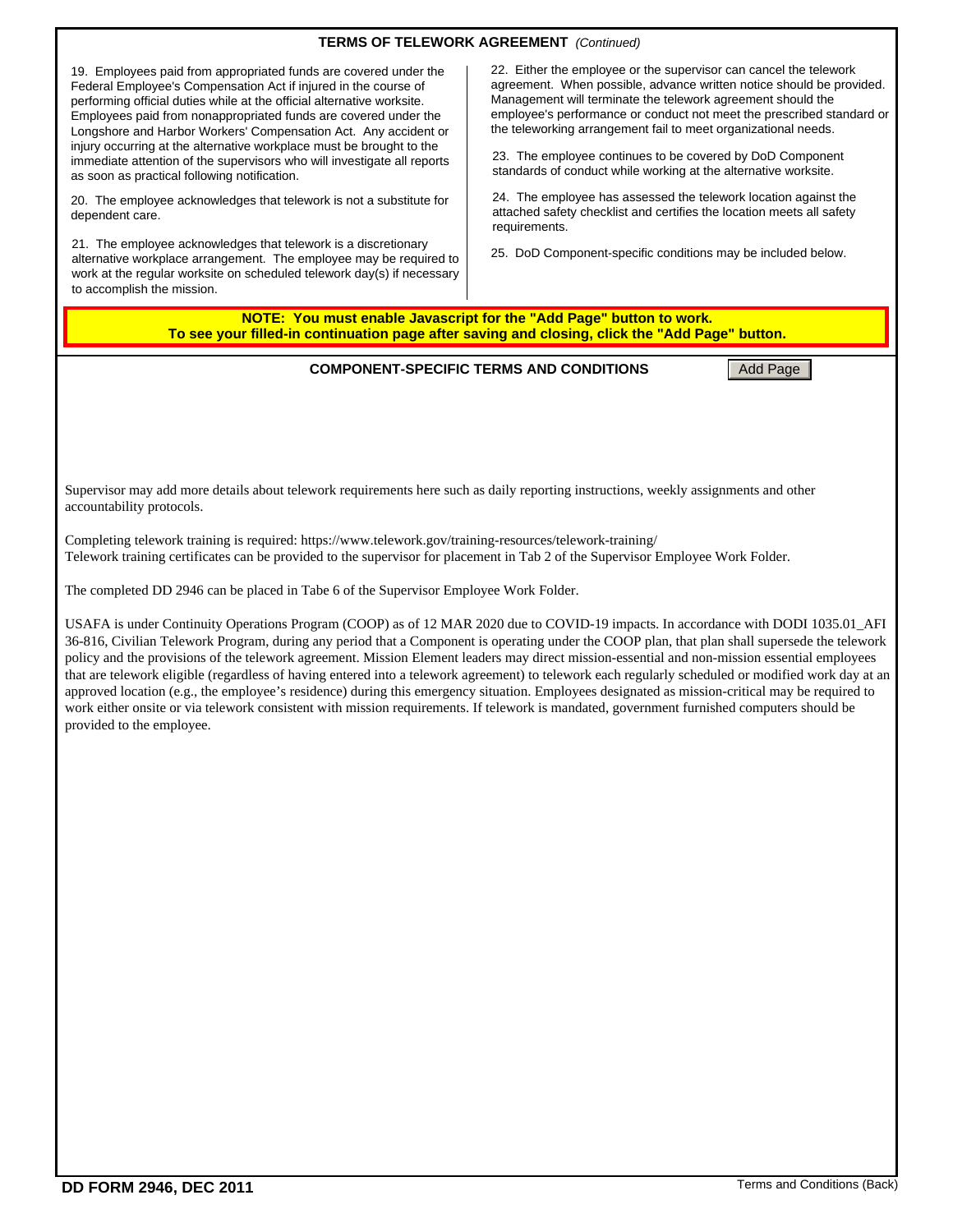## TERMS OF TELEWORK AGREEMENT *(Continued)*

19. Employees paid from appropriated funds are covered under the Federal Employee's Compensation Act if injured in the course of performing official duties while at the official alternative worksite. Employees paid from nonappropriated funds are covered under the Longshore and Harbor Workers' Compensation Act. Any accident or injury occurring at the alternative workplace must be brought to the immediate attention of the supervisors who will investigate all reports as soon as practical following notification.

20. The employee acknowledges that telework is not a substitute for dependent care.

21. The employee acknowledges that telework is a discretionary alternative workplace arrangement. The employee may be required to work at the regular worksite on scheduled telework day(s) if necessary to accomplish the mission.

22. Either the employee or the supervisor can cancel the telework agreement. When possible, advance written notice should be provided. Management will terminate the telework agreement should the employee's performance or conduct not meet the prescribed standard or the teleworking arrangement fail to meet organizational needs.

23. The employee continues to be covered by DoD Component standards of conduct while working at the alternative worksite.

24. The employee has assessed the telework location against the attached safety checklist and certifies the location meets all safety requirements.

25. DoD Component-specific conditions may be included below.

**NOTE: You must enable Javascript for the "Add Page" button to work.**
**To see your filled-in continuation page after saving and closing, click the "Add Page" button.**

### COMPONENT-SPECIFIC TERMS AND CONDITIONS

Add Page

Supervisor may add more details about telework requirements here such as daily reporting instructions, weekly assignments and other accountability protocols.

Completing telework training is required: https://www.telework.gov/training-resources/telework-training/
Telework training certificates can be provided to the supervisor for placement in Tab 2 of the Supervisor Employee Work Folder.

The completed DD 2946 can be placed in Tabe 6 of the Supervisor Employee Work Folder.

USAFA is under Continuity Operations Program (COOP) as of 12 MAR 2020 due to COVID-19 impacts. In accordance with DODI 1035.01_AFI 36-816, Civilian Telework Program, during any period that a Component is operating under the COOP plan, that plan shall supersede the telework policy and the provisions of the telework agreement. Mission Element leaders may direct mission-essential and non-mission essential employees that are telework eligible (regardless of having entered into a telework agreement) to telework each regularly scheduled or modified work day at an approved location (e.g., the employee's residence) during this emergency situation. Employees designated as mission-critical may be required to work either onsite or via telework consistent with mission requirements. If telework is mandated, government furnished computers should be provided to the employee.

DD FORM 2946, DEC 2011 — Terms and Conditions (Back)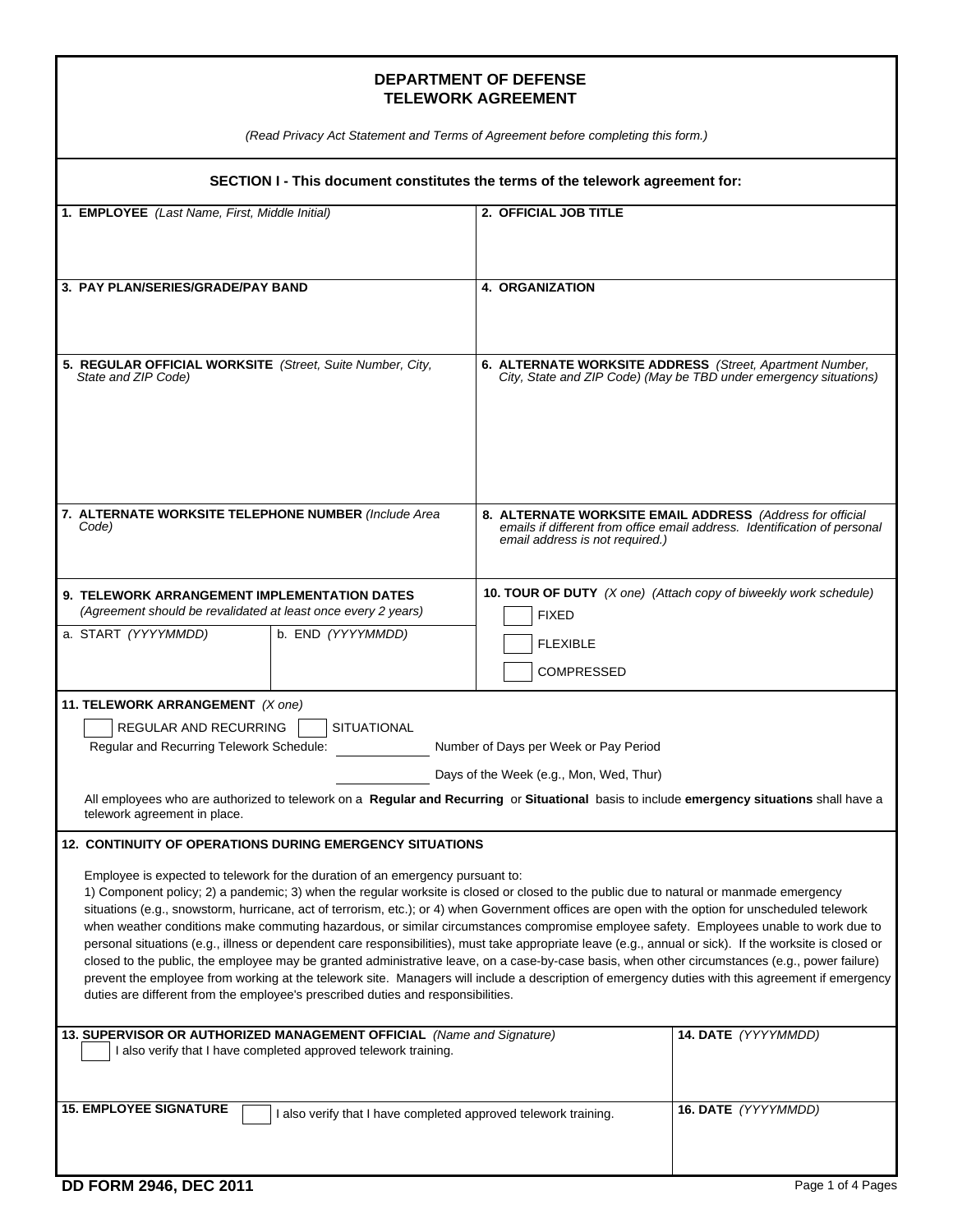# DEPARTMENT OF DEFENSE
# TELEWORK AGREEMENT

*(Read Privacy Act Statement and Terms of Agreement before completing this form.)*

## SECTION I - This document constitutes the terms of the telework agreement for:

| | |
|---|---|
| **1. EMPLOYEE** *(Last Name, First, Middle Initial)* | **2. OFFICIAL JOB TITLE** |
| **3. PAY PLAN/SERIES/GRADE/PAY BAND** | **4. ORGANIZATION** |
| **5. REGULAR OFFICIAL WORKSITE** *(Street, Suite Number, City, State and ZIP Code)* | **6. ALTERNATE WORKSITE ADDRESS** *(Street, Apartment Number, City, State and ZIP Code) (May be TBD under emergency situations)* |
| **7. ALTERNATE WORKSITE TELEPHONE NUMBER** *(Include Area Code)* | **8. ALTERNATE WORKSITE EMAIL ADDRESS** *(Address for official emails if different from office email address. Identification of personal email address is not required.)* |

**9. TELEWORK ARRANGEMENT IMPLEMENTATION DATES**
*(Agreement should be revalidated at least once every 2 years)*

| a. START *(YYYYMMDD)* | b. END *(YYYYMMDD)* |
|---|---|
| | |

**10. TOUR OF DUTY** *(X one) (Attach copy of biweekly work schedule)*

- [ ] FIXED
- [ ] FLEXIBLE
- [ ] COMPRESSED

**11. TELEWORK ARRANGEMENT** *(X one)*

- [ ] REGULAR AND RECURRING
- [ ] SITUATIONAL

Regular and Recurring Telework Schedule: ____________ Number of Days per Week or Pay Period

____________ Days of the Week (e.g., Mon, Wed, Thur)

All employees who are authorized to telework on a **Regular and Recurring** or **Situational** basis to include **emergency situations** shall have a telework agreement in place.

**12. CONTINUITY OF OPERATIONS DURING EMERGENCY SITUATIONS**

Employee is expected to telework for the duration of an emergency pursuant to:
1) Component policy; 2) a pandemic; 3) when the regular worksite is closed or closed to the public due to natural or manmade emergency situations (e.g., snowstorm, hurricane, act of terrorism, etc.); or 4) when Government offices are open with the option for unscheduled telework when weather conditions make commuting hazardous, or similar circumstances compromise employee safety. Employees unable to work due to personal situations (e.g., illness or dependent care responsibilities), must take appropriate leave (e.g., annual or sick). If the worksite is closed or closed to the public, the employee may be granted administrative leave, on a case-by-case basis, when other circumstances (e.g., power failure) prevent the employee from working at the telework site. Managers will include a description of emergency duties with this agreement if emergency duties are different from the employee's prescribed duties and responsibilities.

| | |
|---|---|
| **13. SUPERVISOR OR AUTHORIZED MANAGEMENT OFFICIAL** *(Name and Signature)* <br> [ ] I also verify that I have completed approved telework training. | **14. DATE** *(YYYYMMDD)* |
| **15. EMPLOYEE SIGNATURE** [ ] I also verify that I have completed approved telework training. | **16. DATE** *(YYYYMMDD)* |

DD FORM 2946, DEC 2011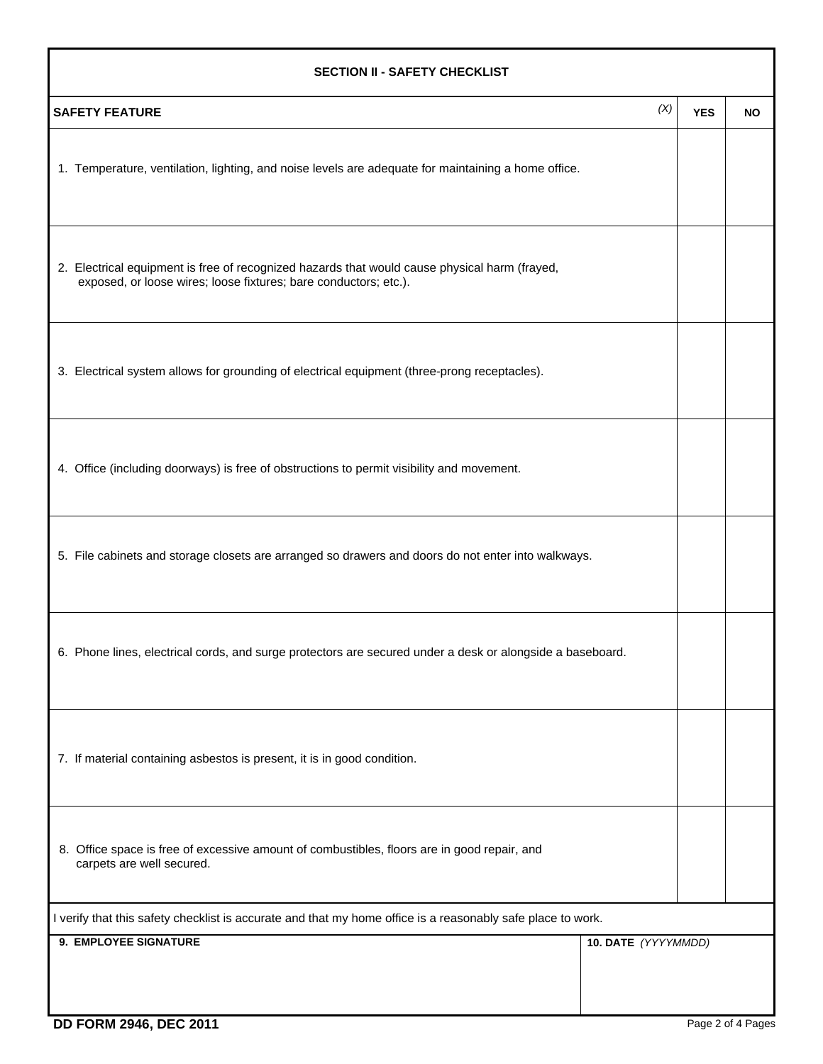## SECTION II - SAFETY CHECKLIST

| SAFETY FEATURE *(X)* | YES | NO |
|---|---|---|
| 1. Temperature, ventilation, lighting, and noise levels are adequate for maintaining a home office. | | |
| 2. Electrical equipment is free of recognized hazards that would cause physical harm (frayed, exposed, or loose wires; loose fixtures; bare conductors; etc.). | | |
| 3. Electrical system allows for grounding of electrical equipment (three-prong receptacles). | | |
| 4. Office (including doorways) is free of obstructions to permit visibility and movement. | | |
| 5. File cabinets and storage closets are arranged so drawers and doors do not enter into walkways. | | |
| 6. Phone lines, electrical cords, and surge protectors are secured under a desk or alongside a baseboard. | | |
| 7. If material containing asbestos is present, it is in good condition. | | |
| 8. Office space is free of excessive amount of combustibles, floors are in good repair, and carpets are well secured. | | |

I verify that this safety checklist is accurate and that my home office is a reasonably safe place to work.

| 9. EMPLOYEE SIGNATURE | 10. DATE *(YYYYMMDD)* |
|---|---|
| | |

DD FORM 2946, DEC 2011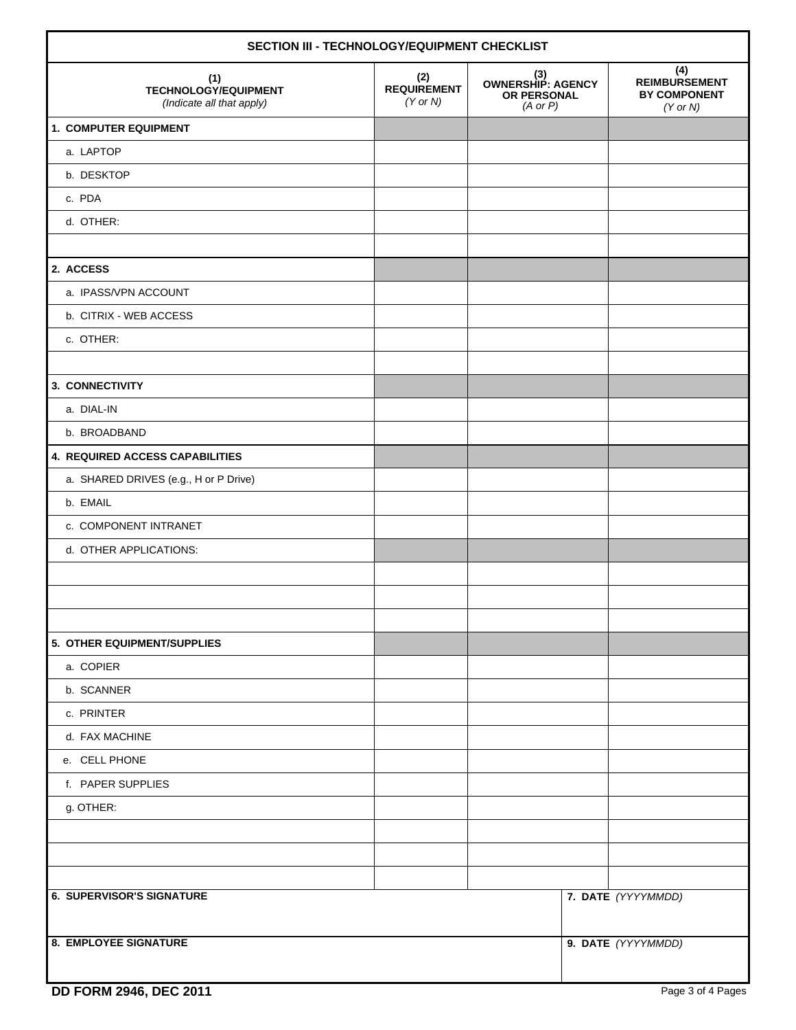## SECTION III - TECHNOLOGY/EQUIPMENT CHECKLIST

| (1) TECHNOLOGY/EQUIPMENT *(Indicate all that apply)* | (2) REQUIREMENT *(Y or N)* | (3) OWNERSHIP: AGENCY OR PERSONAL *(A or P)* | (4) REIMBURSEMENT BY COMPONENT *(Y or N)* |
|---|---|---|---|
| **1. COMPUTER EQUIPMENT** | | | |
| a. LAPTOP | | | |
| b. DESKTOP | | | |
| c. PDA | | | |
| d. OTHER: | | | |
| | | | |
| **2. ACCESS** | | | |
| a. IPASS/VPN ACCOUNT | | | |
| b. CITRIX - WEB ACCESS | | | |
| c. OTHER: | | | |
| | | | |
| **3. CONNECTIVITY** | | | |
| a. DIAL-IN | | | |
| b. BROADBAND | | | |
| **4. REQUIRED ACCESS CAPABILITIES** | | | |
| a. SHARED DRIVES (e.g., H or P Drive) | | | |
| b. EMAIL | | | |
| c. COMPONENT INTRANET | | | |
| d. OTHER APPLICATIONS: | | | |
| | | | |
| | | | |
| | | | |
| **5. OTHER EQUIPMENT/SUPPLIES** | | | |
| a. COPIER | | | |
| b. SCANNER | | | |
| c. PRINTER | | | |
| d. FAX MACHINE | | | |
| e. CELL PHONE | | | |
| f. PAPER SUPPLIES | | | |
| g. OTHER: | | | |
| | | | |
| | | | |
| | | | |

| **6. SUPERVISOR'S SIGNATURE** | **7. DATE** *(YYYYMMDD)* |
|---|---|
| | |
| **8. EMPLOYEE SIGNATURE** | **9. DATE** *(YYYYMMDD)* |
| | |

**DD FORM 2946, DEC 2011**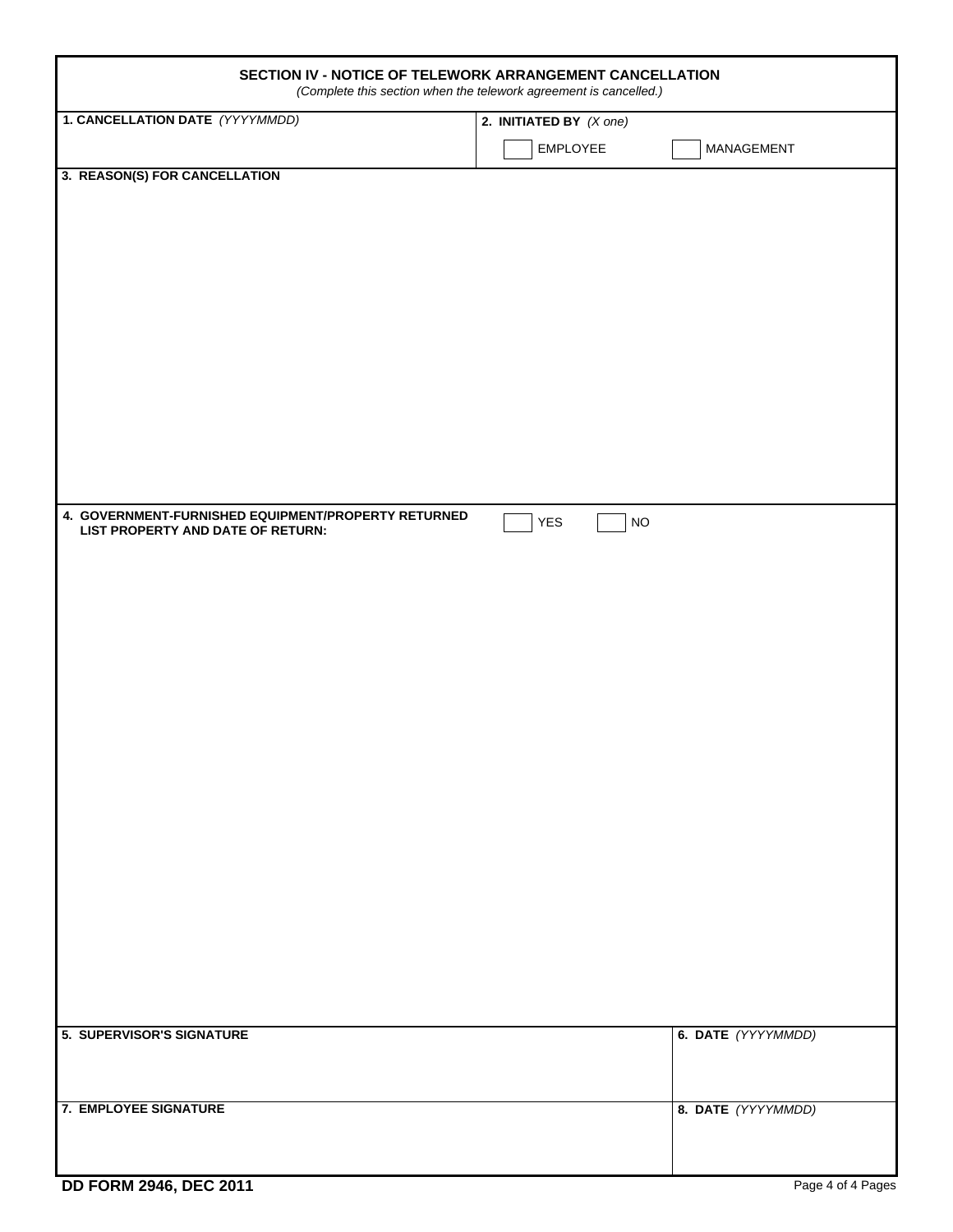## SECTION IV - NOTICE OF TELEWORK ARRANGEMENT CANCELLATION

*(Complete this section when the telework agreement is cancelled.)*

**1. CANCELLATION DATE** *(YYYYMMDD)*

**2. INITIATED BY** *(X one)*

☐ EMPLOYEE ☐ MANAGEMENT

**3. REASON(S) FOR CANCELLATION**

**4. GOVERNMENT-FURNISHED EQUIPMENT/PROPERTY RETURNED** ☐ YES ☐ NO
**LIST PROPERTY AND DATE OF RETURN:**

| | |
|---|---|
| **5. SUPERVISOR'S SIGNATURE** | **6. DATE** *(YYYYMMDD)* |
| **7. EMPLOYEE SIGNATURE** | **8. DATE** *(YYYYMMDD)* |

**DD FORM 2946, DEC 2011**